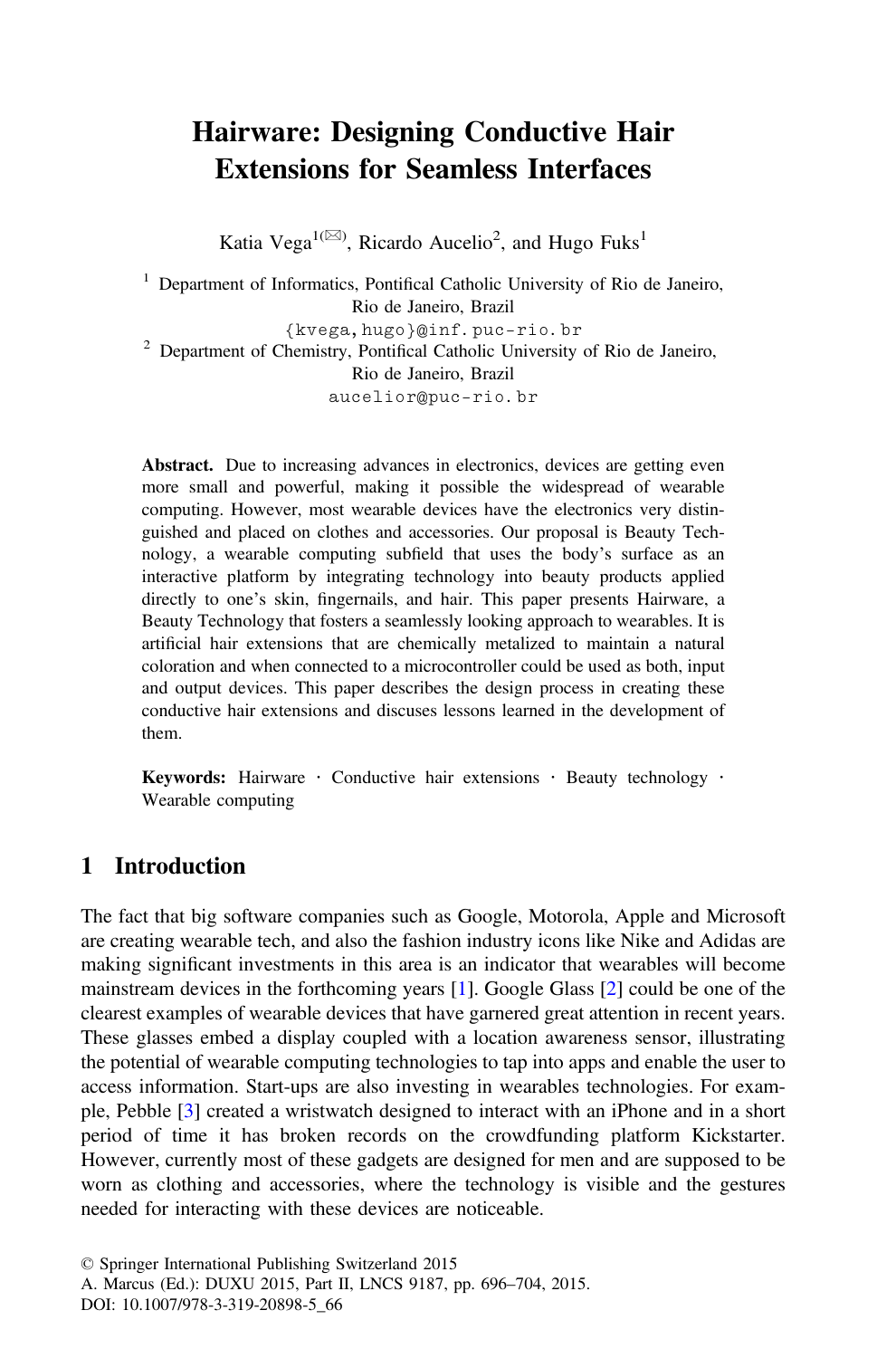# Hairware: Designing Conductive Hair Extensions for Seamless Interfaces

Katia Vega[1(✉)], Ricardo Aucelio[2], and Hugo Fuks[1]

[1] Department of Informatics, Pontifical Catholic University of Rio de Janeiro, Rio de Janeiro, Brazil
{kvega,hugo}@inf.puc-rio.br

[2] Department of Chemistry, Pontifical Catholic University of Rio de Janeiro, Rio de Janeiro, Brazil
aucelior@puc-rio.br

**Abstract.** Due to increasing advances in electronics, devices are getting even more small and powerful, making it possible the widespread of wearable computing. However, most wearable devices have the electronics very distinguished and placed on clothes and accessories. Our proposal is Beauty Technology, a wearable computing subfield that uses the body's surface as an interactive platform by integrating technology into beauty products applied directly to one's skin, fingernails, and hair. This paper presents Hairware, a Beauty Technology that fosters a seamlessly looking approach to wearables. It is artificial hair extensions that are chemically metalized to maintain a natural coloration and when connected to a microcontroller could be used as both, input and output devices. This paper describes the design process in creating these conductive hair extensions and discuses lessons learned in the development of them.

**Keywords:** Hairware · Conductive hair extensions · Beauty technology · Wearable computing

## 1 Introduction

The fact that big software companies such as Google, Motorola, Apple and Microsoft are creating wearable tech, and also the fashion industry icons like Nike and Adidas are making significant investments in this area is an indicator that wearables will become mainstream devices in the forthcoming years [1]. Google Glass [2] could be one of the clearest examples of wearable devices that have garnered great attention in recent years. These glasses embed a display coupled with a location awareness sensor, illustrating the potential of wearable computing technologies to tap into apps and enable the user to access information. Start-ups are also investing in wearables technologies. For example, Pebble [3] created a wristwatch designed to interact with an iPhone and in a short period of time it has broken records on the crowdfunding platform Kickstarter. However, currently most of these gadgets are designed for men and are supposed to be worn as clothing and accessories, where the technology is visible and the gestures needed for interacting with these devices are noticeable.

© Springer International Publishing Switzerland 2015
A. Marcus (Ed.): DUXU 2015, Part II, LNCS 9187, pp. 696–704, 2015.
DOI: 10.1007/978-3-319-20898-5_66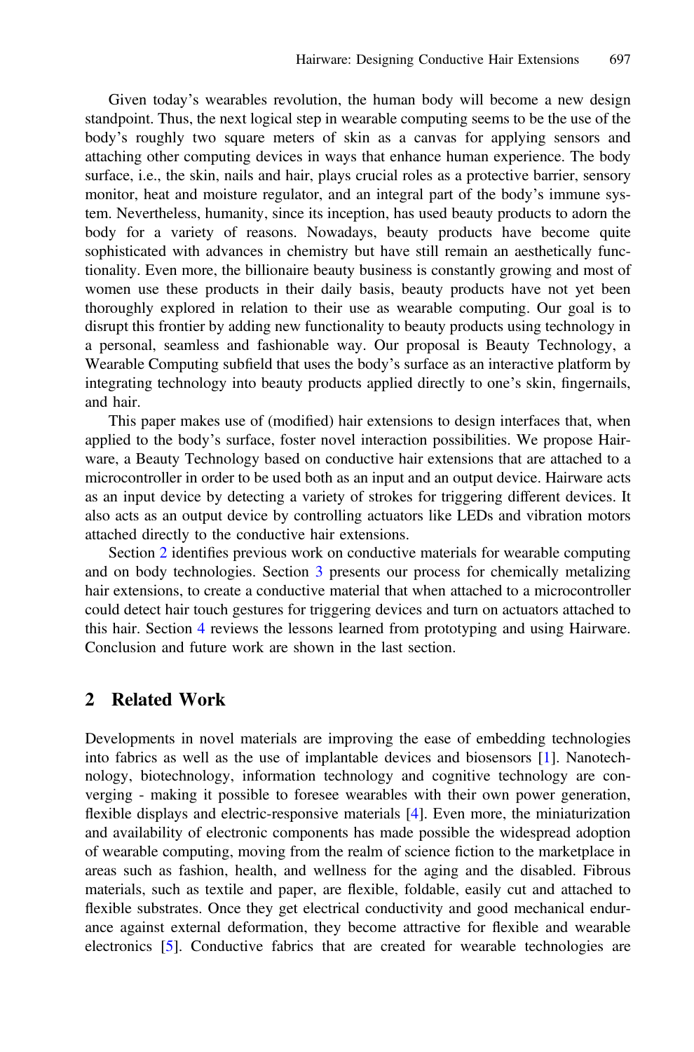Given today's wearables revolution, the human body will become a new design standpoint. Thus, the next logical step in wearable computing seems to be the use of the body's roughly two square meters of skin as a canvas for applying sensors and attaching other computing devices in ways that enhance human experience. The body surface, i.e., the skin, nails and hair, plays crucial roles as a protective barrier, sensory monitor, heat and moisture regulator, and an integral part of the body's immune system. Nevertheless, humanity, since its inception, has used beauty products to adorn the body for a variety of reasons. Nowadays, beauty products have become quite sophisticated with advances in chemistry but have still remain an aesthetically functionality. Even more, the billionaire beauty business is constantly growing and most of women use these products in their daily basis, beauty products have not yet been thoroughly explored in relation to their use as wearable computing. Our goal is to disrupt this frontier by adding new functionality to beauty products using technology in a personal, seamless and fashionable way. Our proposal is Beauty Technology, a Wearable Computing subfield that uses the body's surface as an interactive platform by integrating technology into beauty products applied directly to one's skin, fingernails, and hair.

This paper makes use of (modified) hair extensions to design interfaces that, when applied to the body's surface, foster novel interaction possibilities. We propose Hairware, a Beauty Technology based on conductive hair extensions that are attached to a microcontroller in order to be used both as an input and an output device. Hairware acts as an input device by detecting a variety of strokes for triggering different devices. It also acts as an output device by controlling actuators like LEDs and vibration motors attached directly to the conductive hair extensions.

Section 2 identifies previous work on conductive materials for wearable computing and on body technologies. Section 3 presents our process for chemically metalizing hair extensions, to create a conductive material that when attached to a microcontroller could detect hair touch gestures for triggering devices and turn on actuators attached to this hair. Section 4 reviews the lessons learned from prototyping and using Hairware. Conclusion and future work are shown in the last section.

## 2 Related Work

Developments in novel materials are improving the ease of embedding technologies into fabrics as well as the use of implantable devices and biosensors [1]. Nanotechnology, biotechnology, information technology and cognitive technology are converging - making it possible to foresee wearables with their own power generation, flexible displays and electric-responsive materials [4]. Even more, the miniaturization and availability of electronic components has made possible the widespread adoption of wearable computing, moving from the realm of science fiction to the marketplace in areas such as fashion, health, and wellness for the aging and the disabled. Fibrous materials, such as textile and paper, are flexible, foldable, easily cut and attached to flexible substrates. Once they get electrical conductivity and good mechanical endurance against external deformation, they become attractive for flexible and wearable electronics [5]. Conductive fabrics that are created for wearable technologies are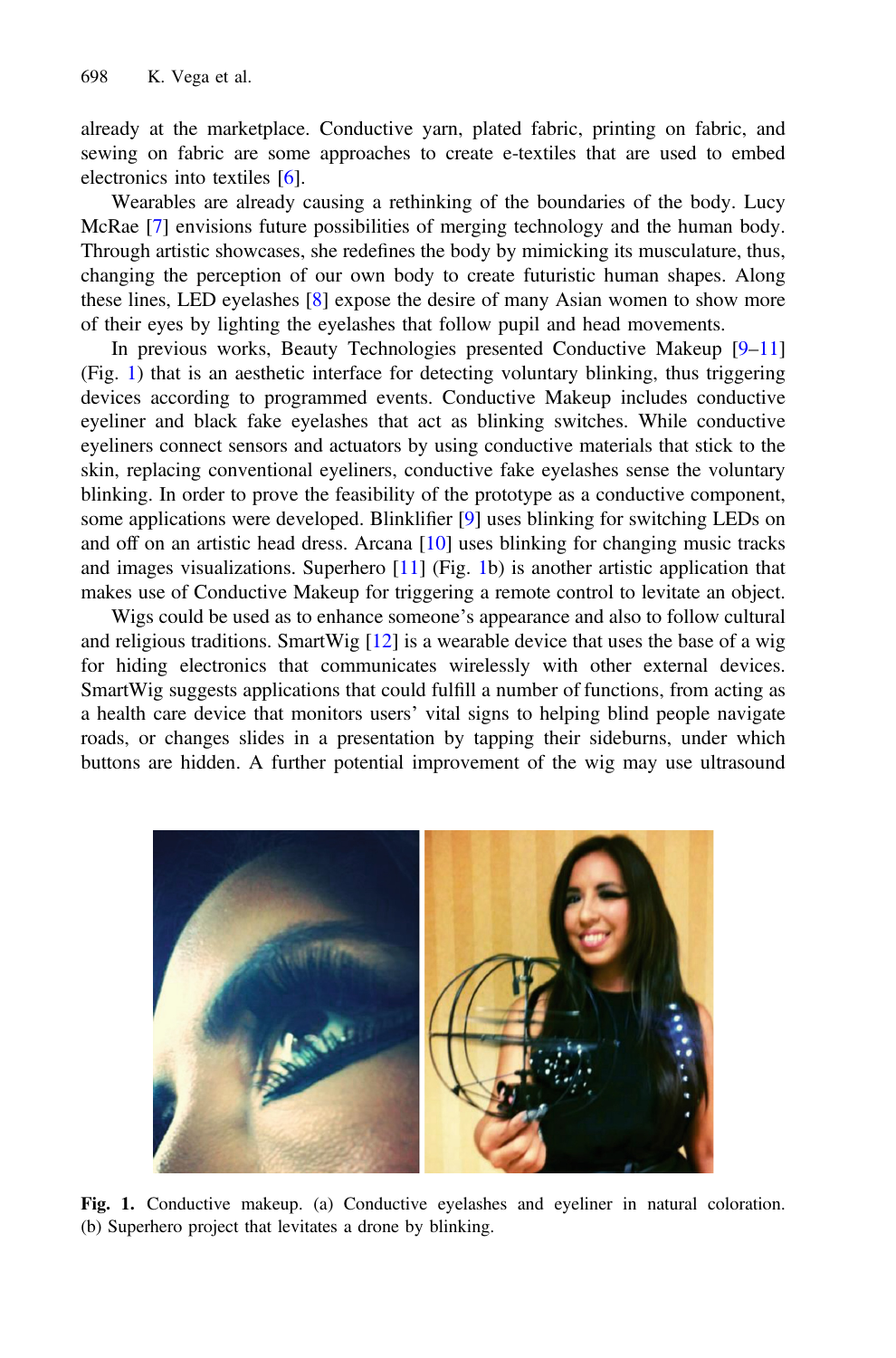already at the marketplace. Conductive yarn, plated fabric, printing on fabric, and sewing on fabric are some approaches to create e-textiles that are used to embed electronics into textiles [6].

Wearables are already causing a rethinking of the boundaries of the body. Lucy McRae [7] envisions future possibilities of merging technology and the human body. Through artistic showcases, she redefines the body by mimicking its musculature, thus, changing the perception of our own body to create futuristic human shapes. Along these lines, LED eyelashes [8] expose the desire of many Asian women to show more of their eyes by lighting the eyelashes that follow pupil and head movements.

In previous works, Beauty Technologies presented Conductive Makeup [9–11] (Fig. 1) that is an aesthetic interface for detecting voluntary blinking, thus triggering devices according to programmed events. Conductive Makeup includes conductive eyeliner and black fake eyelashes that act as blinking switches. While conductive eyeliners connect sensors and actuators by using conductive materials that stick to the skin, replacing conventional eyeliners, conductive fake eyelashes sense the voluntary blinking. In order to prove the feasibility of the prototype as a conductive component, some applications were developed. Blinklifier [9] uses blinking for switching LEDs on and off on an artistic head dress. Arcana [10] uses blinking for changing music tracks and images visualizations. Superhero [11] (Fig. 1b) is another artistic application that makes use of Conductive Makeup for triggering a remote control to levitate an object.

Wigs could be used as to enhance someone's appearance and also to follow cultural and religious traditions. SmartWig [12] is a wearable device that uses the base of a wig for hiding electronics that communicates wirelessly with other external devices. SmartWig suggests applications that could fulfill a number of functions, from acting as a health care device that monitors users' vital signs to helping blind people navigate roads, or changes slides in a presentation by tapping their sideburns, under which buttons are hidden. A further potential improvement of the wig may use ultrasound

**Fig. 1.** Conductive makeup. (a) Conductive eyelashes and eyeliner in natural coloration. (b) Superhero project that levitates a drone by blinking.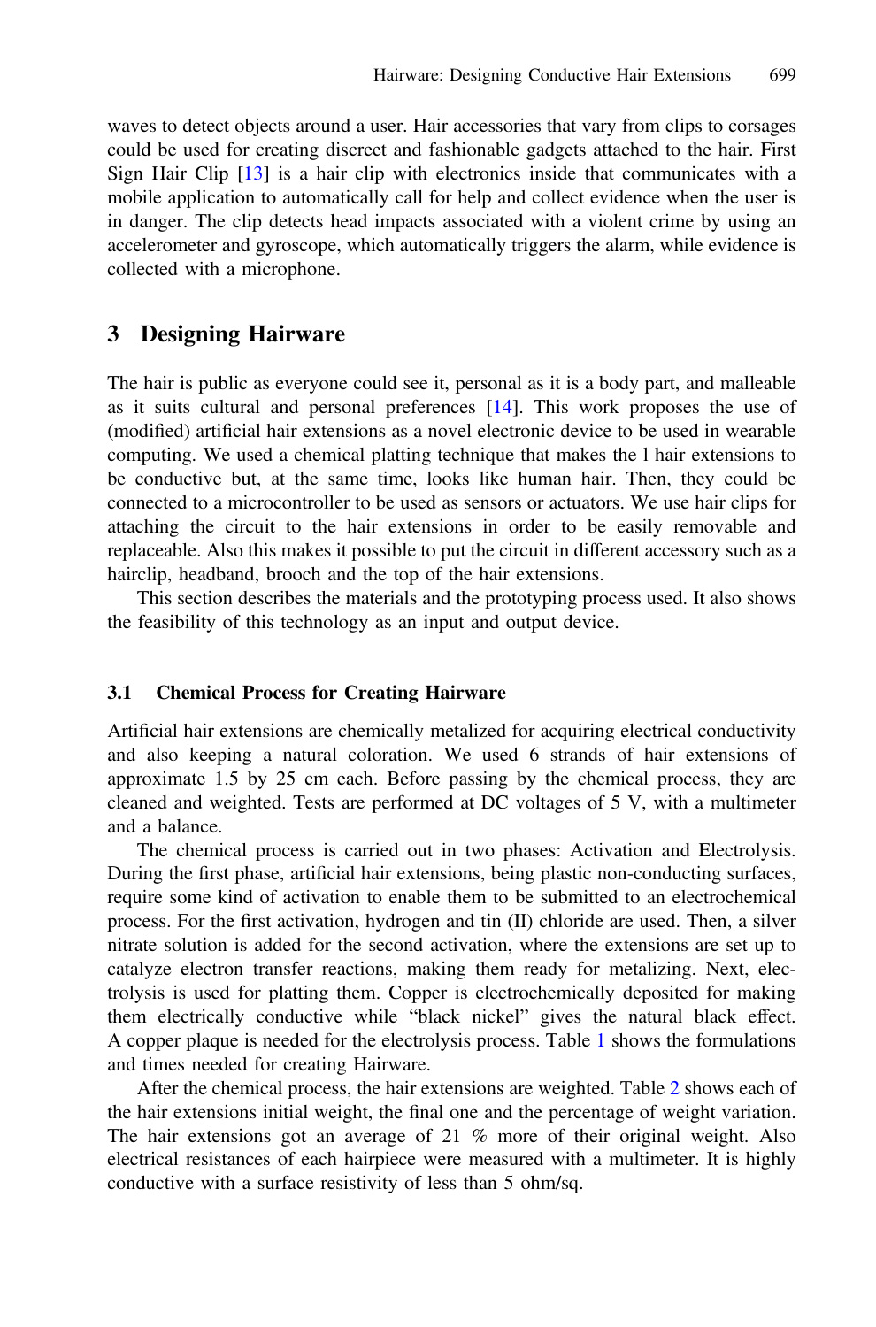waves to detect objects around a user. Hair accessories that vary from clips to corsages could be used for creating discreet and fashionable gadgets attached to the hair. First Sign Hair Clip [13] is a hair clip with electronics inside that communicates with a mobile application to automatically call for help and collect evidence when the user is in danger. The clip detects head impacts associated with a violent crime by using an accelerometer and gyroscope, which automatically triggers the alarm, while evidence is collected with a microphone.

## 3 Designing Hairware

The hair is public as everyone could see it, personal as it is a body part, and malleable as it suits cultural and personal preferences [14]. This work proposes the use of (modified) artificial hair extensions as a novel electronic device to be used in wearable computing. We used a chemical platting technique that makes the l hair extensions to be conductive but, at the same time, looks like human hair. Then, they could be connected to a microcontroller to be used as sensors or actuators. We use hair clips for attaching the circuit to the hair extensions in order to be easily removable and replaceable. Also this makes it possible to put the circuit in different accessory such as a hairclip, headband, brooch and the top of the hair extensions.

This section describes the materials and the prototyping process used. It also shows the feasibility of this technology as an input and output device.

### 3.1 Chemical Process for Creating Hairware

Artificial hair extensions are chemically metalized for acquiring electrical conductivity and also keeping a natural coloration. We used 6 strands of hair extensions of approximate 1.5 by 25 cm each. Before passing by the chemical process, they are cleaned and weighted. Tests are performed at DC voltages of 5 V, with a multimeter and a balance.

The chemical process is carried out in two phases: Activation and Electrolysis. During the first phase, artificial hair extensions, being plastic non-conducting surfaces, require some kind of activation to enable them to be submitted to an electrochemical process. For the first activation, hydrogen and tin (II) chloride are used. Then, a silver nitrate solution is added for the second activation, where the extensions are set up to catalyze electron transfer reactions, making them ready for metalizing. Next, electrolysis is used for platting them. Copper is electrochemically deposited for making them electrically conductive while "black nickel" gives the natural black effect. A copper plaque is needed for the electrolysis process. Table 1 shows the formulations and times needed for creating Hairware.

After the chemical process, the hair extensions are weighted. Table 2 shows each of the hair extensions initial weight, the final one and the percentage of weight variation. The hair extensions got an average of 21 % more of their original weight. Also electrical resistances of each hairpiece were measured with a multimeter. It is highly conductive with a surface resistivity of less than 5 ohm/sq.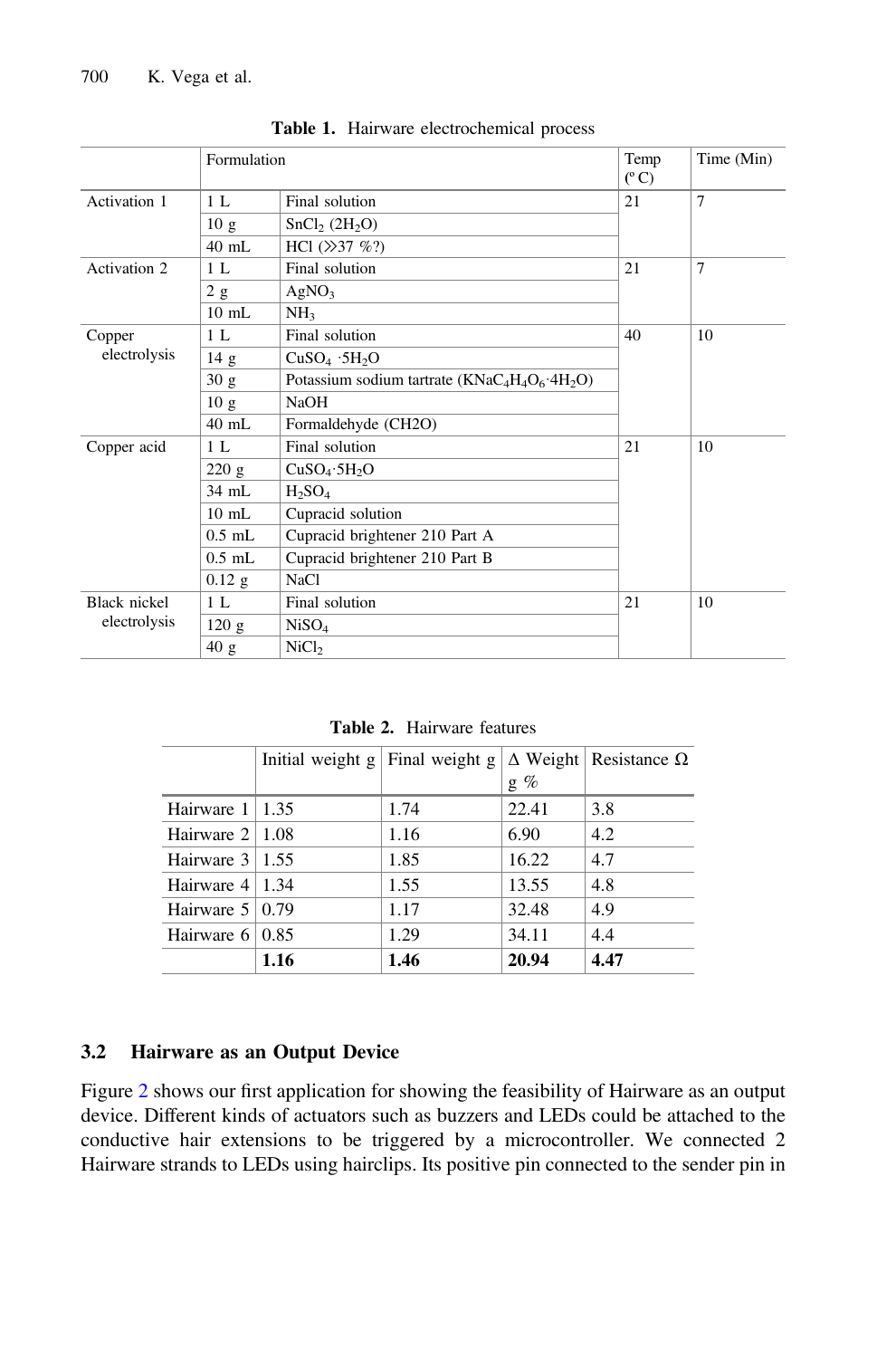**Table 1.** Hairware electrochemical process

| | Formulation | | Temp (°C) | Time (Min) |
|---|---|---|---|---|
| Activation 1 | 1 L | Final solution | 21 | 7 |
| | 10 g | $SnCl_2$ ($2H_2O$) | | |
| | 40 mL | HCl (≫37 %?) | | |
| Activation 2 | 1 L | Final solution | 21 | 7 |
| | 2 g | $AgNO_3$ | | |
| | 10 mL | $NH_3$ | | |
| Copper electrolysis | 1 L | Final solution | 40 | 10 |
| | 14 g | $CuSO_4 \cdot 5H_2O$ | | |
| | 30 g | Potassium sodium tartrate ($KNaC_4H_4O_6 \cdot 4H_2O$) | | |
| | 10 g | NaOH | | |
| | 40 mL | Formaldehyde (CH2O) | | |
| Copper acid | 1 L | Final solution | 21 | 10 |
| | 220 g | $CuSO_4 \cdot 5H_2O$ | | |
| | 34 mL | $H_2SO_4$ | | |
| | 10 mL | Cupracid solution | | |
| | 0.5 mL | Cupracid brightener 210 Part A | | |
| | 0.5 mL | Cupracid brightener 210 Part B | | |
| | 0.12 g | NaCl | | |
| Black nickel electrolysis | 1 L | Final solution | 21 | 10 |
| | 120 g | $NiSO_4$ | | |
| | 40 g | $NiCl_2$ | | |

**Table 2.** Hairware features

| | Initial weight g | Final weight g | Δ Weight g % | Resistance Ω |
|---|---|---|---|---|
| Hairware 1 | 1.35 | 1.74 | 22.41 | 3.8 |
| Hairware 2 | 1.08 | 1.16 | 6.90 | 4.2 |
| Hairware 3 | 1.55 | 1.85 | 16.22 | 4.7 |
| Hairware 4 | 1.34 | 1.55 | 13.55 | 4.8 |
| Hairware 5 | 0.79 | 1.17 | 32.48 | 4.9 |
| Hairware 6 | 0.85 | 1.29 | 34.11 | 4.4 |
| | **1.16** | **1.46** | **20.94** | **4.47** |

### 3.2 Hairware as an Output Device

Figure 2 shows our first application for showing the feasibility of Hairware as an output device. Different kinds of actuators such as buzzers and LEDs could be attached to the conductive hair extensions to be triggered by a microcontroller. We connected 2 Hairware strands to LEDs using hairclips. Its positive pin connected to the sender pin in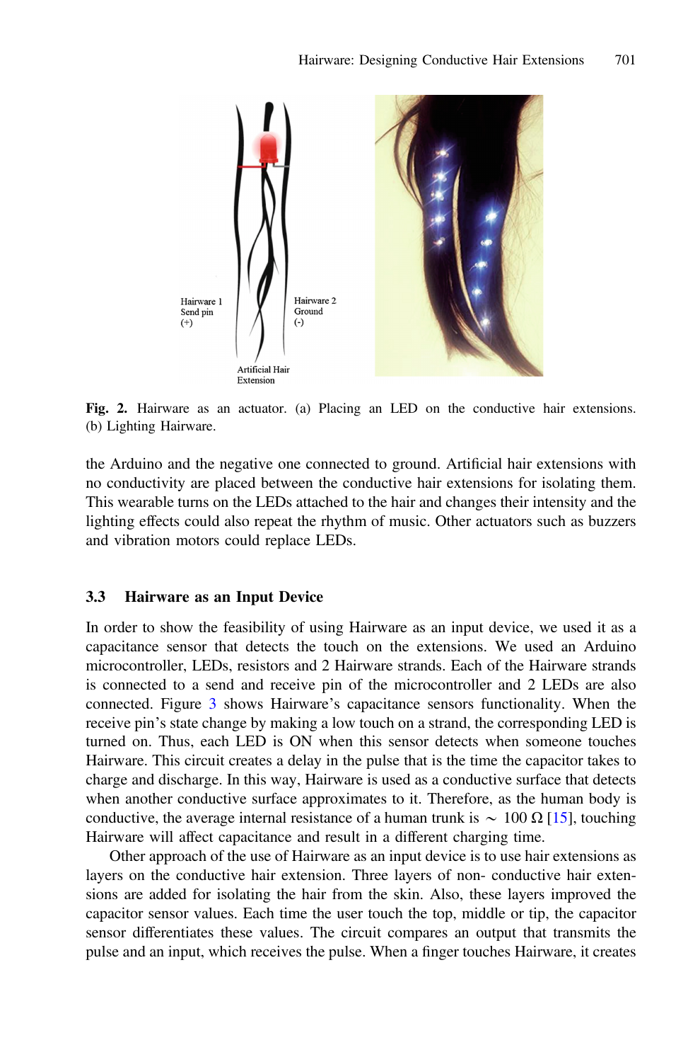Hairware 1
Send pin
(+)

Hairware 2
Ground
(-)

Artificial Hair
Extension

**Fig. 2.** Hairware as an actuator. (a) Placing an LED on the conductive hair extensions. (b) Lighting Hairware.

the Arduino and the negative one connected to ground. Artificial hair extensions with no conductivity are placed between the conductive hair extensions for isolating them. This wearable turns on the LEDs attached to the hair and changes their intensity and the lighting effects could also repeat the rhythm of music. Other actuators such as buzzers and vibration motors could replace LEDs.

### 3.3 Hairware as an Input Device

In order to show the feasibility of using Hairware as an input device, we used it as a capacitance sensor that detects the touch on the extensions. We used an Arduino microcontroller, LEDs, resistors and 2 Hairware strands. Each of the Hairware strands is connected to a send and receive pin of the microcontroller and 2 LEDs are also connected. Figure 3 shows Hairware's capacitance sensors functionality. When the receive pin's state change by making a low touch on a strand, the corresponding LED is turned on. Thus, each LED is ON when this sensor detects when someone touches Hairware. This circuit creates a delay in the pulse that is the time the capacitor takes to charge and discharge. In this way, Hairware is used as a conductive surface that detects when another conductive surface approximates to it. Therefore, as the human body is conductive, the average internal resistance of a human trunk is $\sim$ 100 $\Omega$ [15], touching Hairware will affect capacitance and result in a different charging time.

Other approach of the use of Hairware as an input device is to use hair extensions as layers on the conductive hair extension. Three layers of non- conductive hair extensions are added for isolating the hair from the skin. Also, these layers improved the capacitor sensor values. Each time the user touch the top, middle or tip, the capacitor sensor differentiates these values. The circuit compares an output that transmits the pulse and an input, which receives the pulse. When a finger touches Hairware, it creates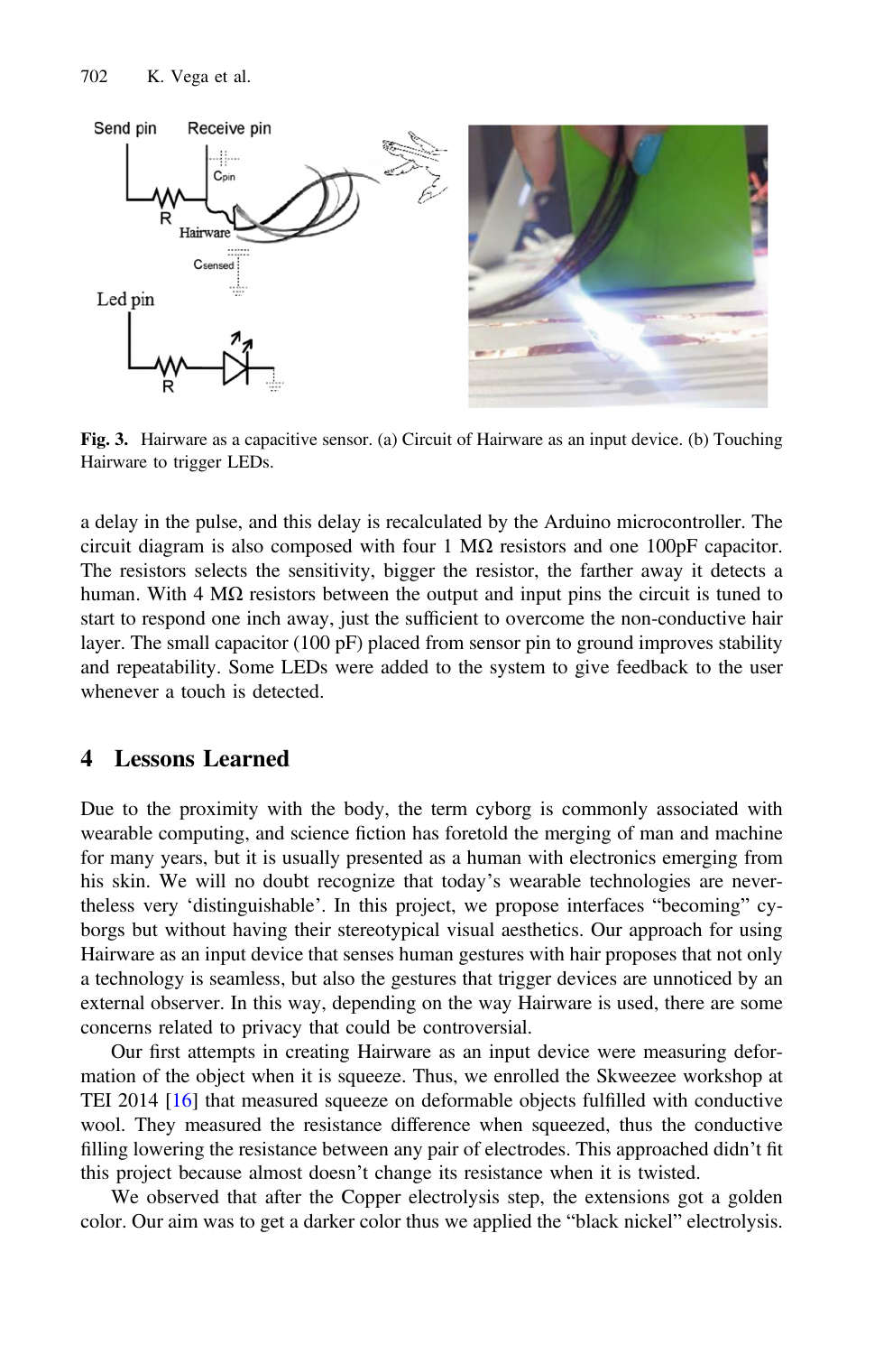Fig. 3. Hairware as a capacitive sensor. (a) Circuit of Hairware as an input device. (b) Touching Hairware to trigger LEDs.

a delay in the pulse, and this delay is recalculated by the Arduino microcontroller. The circuit diagram is also composed with four 1 MΩ resistors and one 100pF capacitor. The resistors selects the sensitivity, bigger the resistor, the farther away it detects a human. With 4 MΩ resistors between the output and input pins the circuit is tuned to start to respond one inch away, just the sufficient to overcome the non-conductive hair layer. The small capacitor (100 pF) placed from sensor pin to ground improves stability and repeatability. Some LEDs were added to the system to give feedback to the user whenever a touch is detected.

## 4 Lessons Learned

Due to the proximity with the body, the term cyborg is commonly associated with wearable computing, and science fiction has foretold the merging of man and machine for many years, but it is usually presented as a human with electronics emerging from his skin. We will no doubt recognize that today's wearable technologies are nevertheless very 'distinguishable'. In this project, we propose interfaces "becoming" cyborgs but without having their stereotypical visual aesthetics. Our approach for using Hairware as an input device that senses human gestures with hair proposes that not only a technology is seamless, but also the gestures that trigger devices are unnoticed by an external observer. In this way, depending on the way Hairware is used, there are some concerns related to privacy that could be controversial.

Our first attempts in creating Hairware as an input device were measuring deformation of the object when it is squeeze. Thus, we enrolled the Skweezee workshop at TEI 2014 [16] that measured squeeze on deformable objects fulfilled with conductive wool. They measured the resistance difference when squeezed, thus the conductive filling lowering the resistance between any pair of electrodes. This approached didn't fit this project because almost doesn't change its resistance when it is twisted.

We observed that after the Copper electrolysis step, the extensions got a golden color. Our aim was to get a darker color thus we applied the "black nickel" electrolysis.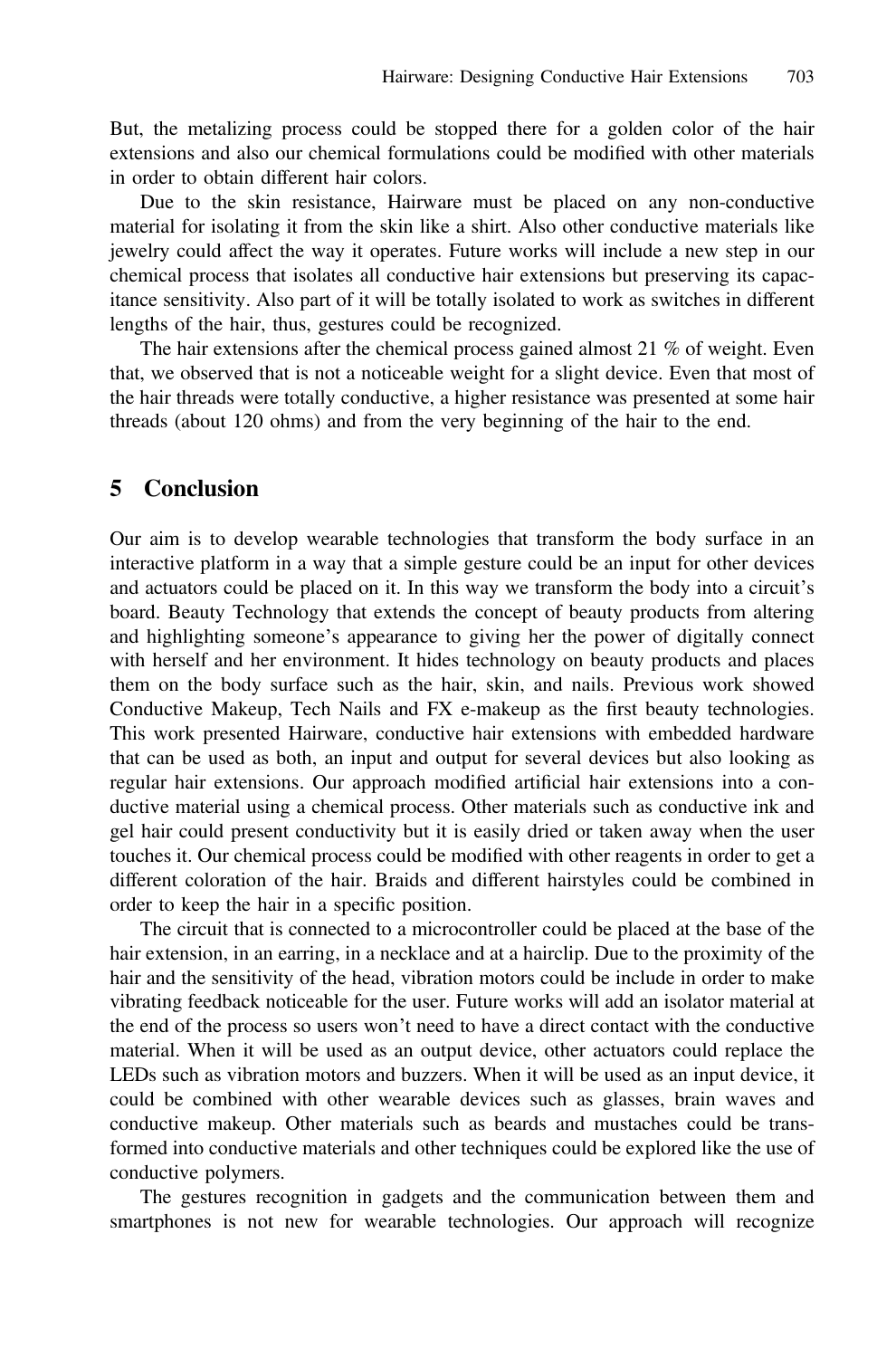But, the metalizing process could be stopped there for a golden color of the hair extensions and also our chemical formulations could be modified with other materials in order to obtain different hair colors.

Due to the skin resistance, Hairware must be placed on any non-conductive material for isolating it from the skin like a shirt. Also other conductive materials like jewelry could affect the way it operates. Future works will include a new step in our chemical process that isolates all conductive hair extensions but preserving its capacitance sensitivity. Also part of it will be totally isolated to work as switches in different lengths of the hair, thus, gestures could be recognized.

The hair extensions after the chemical process gained almost 21 % of weight. Even that, we observed that is not a noticeable weight for a slight device. Even that most of the hair threads were totally conductive, a higher resistance was presented at some hair threads (about 120 ohms) and from the very beginning of the hair to the end.

## 5 Conclusion

Our aim is to develop wearable technologies that transform the body surface in an interactive platform in a way that a simple gesture could be an input for other devices and actuators could be placed on it. In this way we transform the body into a circuit's board. Beauty Technology that extends the concept of beauty products from altering and highlighting someone's appearance to giving her the power of digitally connect with herself and her environment. It hides technology on beauty products and places them on the body surface such as the hair, skin, and nails. Previous work showed Conductive Makeup, Tech Nails and FX e-makeup as the first beauty technologies. This work presented Hairware, conductive hair extensions with embedded hardware that can be used as both, an input and output for several devices but also looking as regular hair extensions. Our approach modified artificial hair extensions into a conductive material using a chemical process. Other materials such as conductive ink and gel hair could present conductivity but it is easily dried or taken away when the user touches it. Our chemical process could be modified with other reagents in order to get a different coloration of the hair. Braids and different hairstyles could be combined in order to keep the hair in a specific position.

The circuit that is connected to a microcontroller could be placed at the base of the hair extension, in an earring, in a necklace and at a hairclip. Due to the proximity of the hair and the sensitivity of the head, vibration motors could be include in order to make vibrating feedback noticeable for the user. Future works will add an isolator material at the end of the process so users won't need to have a direct contact with the conductive material. When it will be used as an output device, other actuators could replace the LEDs such as vibration motors and buzzers. When it will be used as an input device, it could be combined with other wearable devices such as glasses, brain waves and conductive makeup. Other materials such as beards and mustaches could be transformed into conductive materials and other techniques could be explored like the use of conductive polymers.

The gestures recognition in gadgets and the communication between them and smartphones is not new for wearable technologies. Our approach will recognize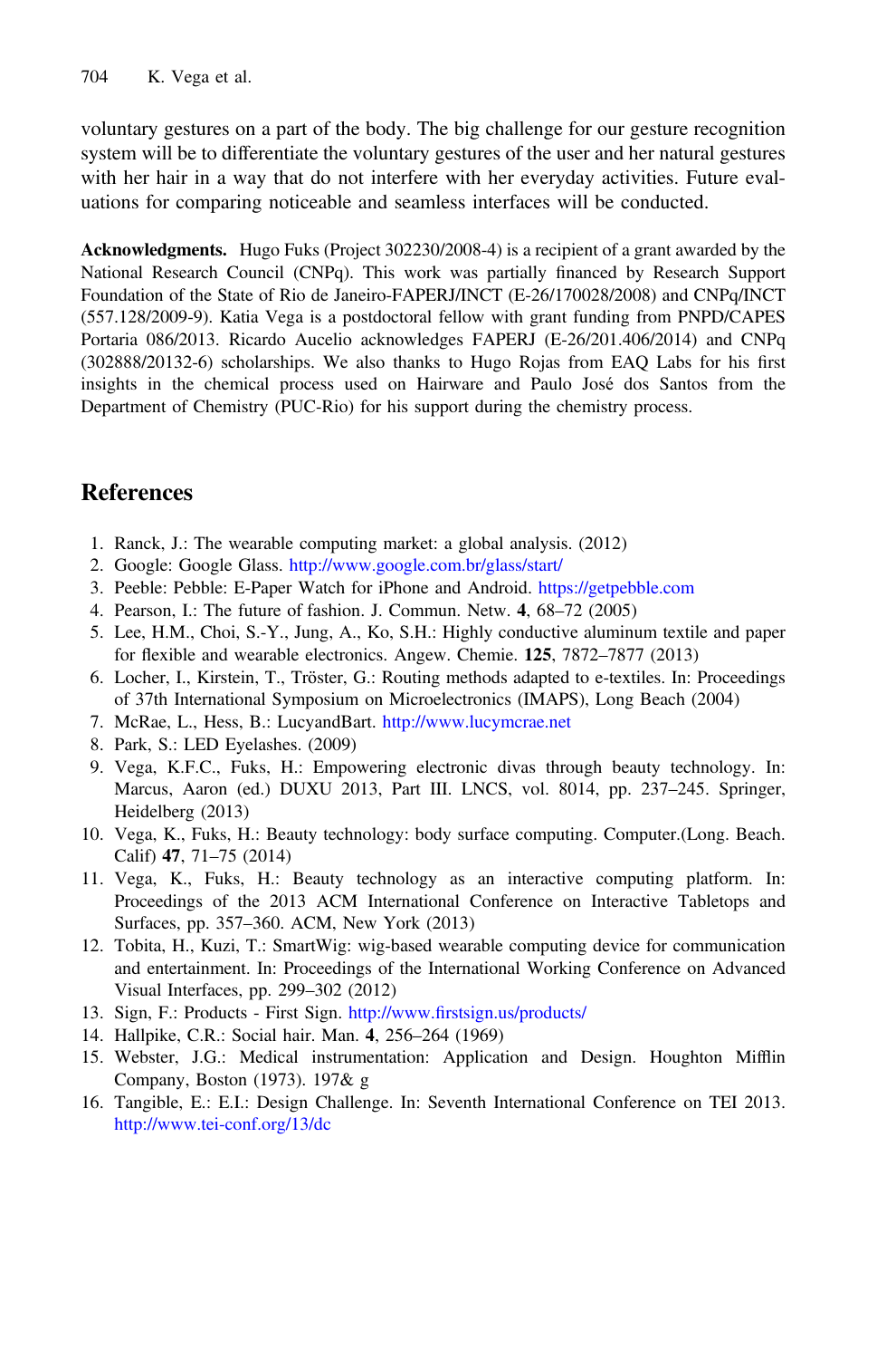voluntary gestures on a part of the body. The big challenge for our gesture recognition system will be to differentiate the voluntary gestures of the user and her natural gestures with her hair in a way that do not interfere with her everyday activities. Future evaluations for comparing noticeable and seamless interfaces will be conducted.

**Acknowledgments.** Hugo Fuks (Project 302230/2008-4) is a recipient of a grant awarded by the National Research Council (CNPq). This work was partially financed by Research Support Foundation of the State of Rio de Janeiro-FAPERJ/INCT (E-26/170028/2008) and CNPq/INCT (557.128/2009-9). Katia Vega is a postdoctoral fellow with grant funding from PNPD/CAPES Portaria 086/2013. Ricardo Aucelio acknowledges FAPERJ (E-26/201.406/2014) and CNPq (302888/20132-6) scholarships. We also thanks to Hugo Rojas from EAQ Labs for his first insights in the chemical process used on Hairware and Paulo José dos Santos from the Department of Chemistry (PUC-Rio) for his support during the chemistry process.

## References

1. Ranck, J.: The wearable computing market: a global analysis. (2012)
2. Google: Google Glass. http://www.google.com.br/glass/start/
3. Peeble: Pebble: E-Paper Watch for iPhone and Android. https://getpebble.com
4. Pearson, I.: The future of fashion. J. Commun. Netw. **4**, 68–72 (2005)
5. Lee, H.M., Choi, S.-Y., Jung, A., Ko, S.H.: Highly conductive aluminum textile and paper for flexible and wearable electronics. Angew. Chemie. **125**, 7872–7877 (2013)
6. Locher, I., Kirstein, T., Tröster, G.: Routing methods adapted to e-textiles. In: Proceedings of 37th International Symposium on Microelectronics (IMAPS), Long Beach (2004)
7. McRae, L., Hess, B.: LucyandBart. http://www.lucymcrae.net
8. Park, S.: LED Eyelashes. (2009)
9. Vega, K.F.C., Fuks, H.: Empowering electronic divas through beauty technology. In: Marcus, Aaron (ed.) DUXU 2013, Part III. LNCS, vol. 8014, pp. 237–245. Springer, Heidelberg (2013)
10. Vega, K., Fuks, H.: Beauty technology: body surface computing. Computer.(Long. Beach. Calif) **47**, 71–75 (2014)
11. Vega, K., Fuks, H.: Beauty technology as an interactive computing platform. In: Proceedings of the 2013 ACM International Conference on Interactive Tabletops and Surfaces, pp. 357–360. ACM, New York (2013)
12. Tobita, H., Kuzi, T.: SmartWig: wig-based wearable computing device for communication and entertainment. In: Proceedings of the International Working Conference on Advanced Visual Interfaces, pp. 299–302 (2012)
13. Sign, F.: Products - First Sign. http://www.firstsign.us/products/
14. Hallpike, C.R.: Social hair. Man. **4**, 256–264 (1969)
15. Webster, J.G.: Medical instrumentation: Application and Design. Houghton Mifflin Company, Boston (1973). 197& g
16. Tangible, E.: E.I.: Design Challenge. In: Seventh International Conference on TEI 2013. http://www.tei-conf.org/13/dc